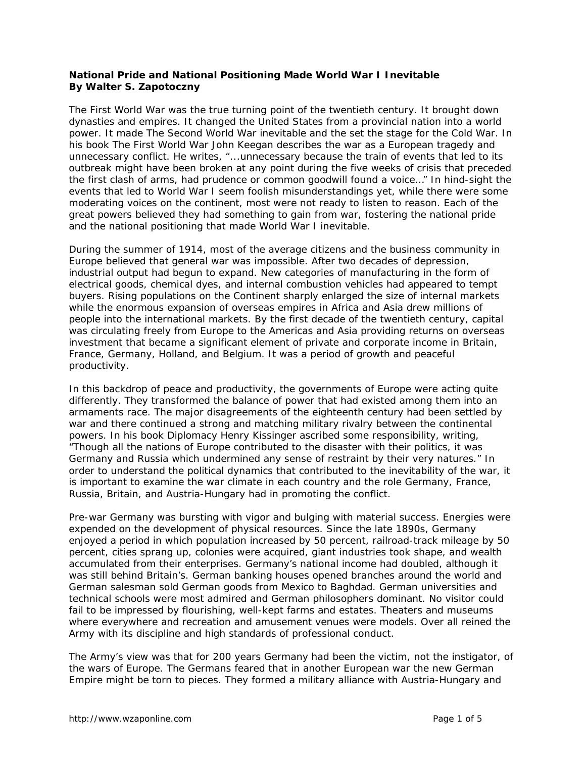**National Pride and National Positioning Made World War I Inevitable**
**By Walter S. Zapotoczny**

The First World War was the true turning point of the twentieth century. It brought down dynasties and empires. It changed the United States from a provincial nation into a world power. It made The Second World War inevitable and the set the stage for the Cold War. In his book The First World War John Keegan describes the war as a European tragedy and unnecessary conflict. He writes, "...unnecessary because the train of events that led to its outbreak might have been broken at any point during the five weeks of crisis that preceded the first clash of arms, had prudence or common goodwill found a voice..." In hind-sight the events that led to World War I seem foolish misunderstandings yet, while there were some moderating voices on the continent, most were not ready to listen to reason. Each of the great powers believed they had something to gain from war, fostering the national pride and the national positioning that made World War I inevitable.

During the summer of 1914, most of the average citizens and the business community in Europe believed that general war was impossible. After two decades of depression, industrial output had begun to expand. New categories of manufacturing in the form of electrical goods, chemical dyes, and internal combustion vehicles had appeared to tempt buyers. Rising populations on the Continent sharply enlarged the size of internal markets while the enormous expansion of overseas empires in Africa and Asia drew millions of people into the international markets. By the first decade of the twentieth century, capital was circulating freely from Europe to the Americas and Asia providing returns on overseas investment that became a significant element of private and corporate income in Britain, France, Germany, Holland, and Belgium. It was a period of growth and peaceful productivity.

In this backdrop of peace and productivity, the governments of Europe were acting quite differently. They transformed the balance of power that had existed among them into an armaments race. The major disagreements of the eighteenth century had been settled by war and there continued a strong and matching military rivalry between the continental powers. In his book Diplomacy Henry Kissinger ascribed some responsibility, writing, "Though all the nations of Europe contributed to the disaster with their politics, it was Germany and Russia which undermined any sense of restraint by their very natures." In order to understand the political dynamics that contributed to the inevitability of the war, it is important to examine the war climate in each country and the role Germany, France, Russia, Britain, and Austria-Hungary had in promoting the conflict.

Pre-war Germany was bursting with vigor and bulging with material success. Energies were expended on the development of physical resources. Since the late 1890s, Germany enjoyed a period in which population increased by 50 percent, railroad-track mileage by 50 percent, cities sprang up, colonies were acquired, giant industries took shape, and wealth accumulated from their enterprises. Germany's national income had doubled, although it was still behind Britain's. German banking houses opened branches around the world and German salesman sold German goods from Mexico to Baghdad. German universities and technical schools were most admired and German philosophers dominant. No visitor could fail to be impressed by flourishing, well-kept farms and estates. Theaters and museums where everywhere and recreation and amusement venues were models. Over all reined the Army with its discipline and high standards of professional conduct.

The Army's view was that for 200 years Germany had been the victim, not the instigator, of the wars of Europe. The Germans feared that in another European war the new German Empire might be torn to pieces. They formed a military alliance with Austria-Hungary and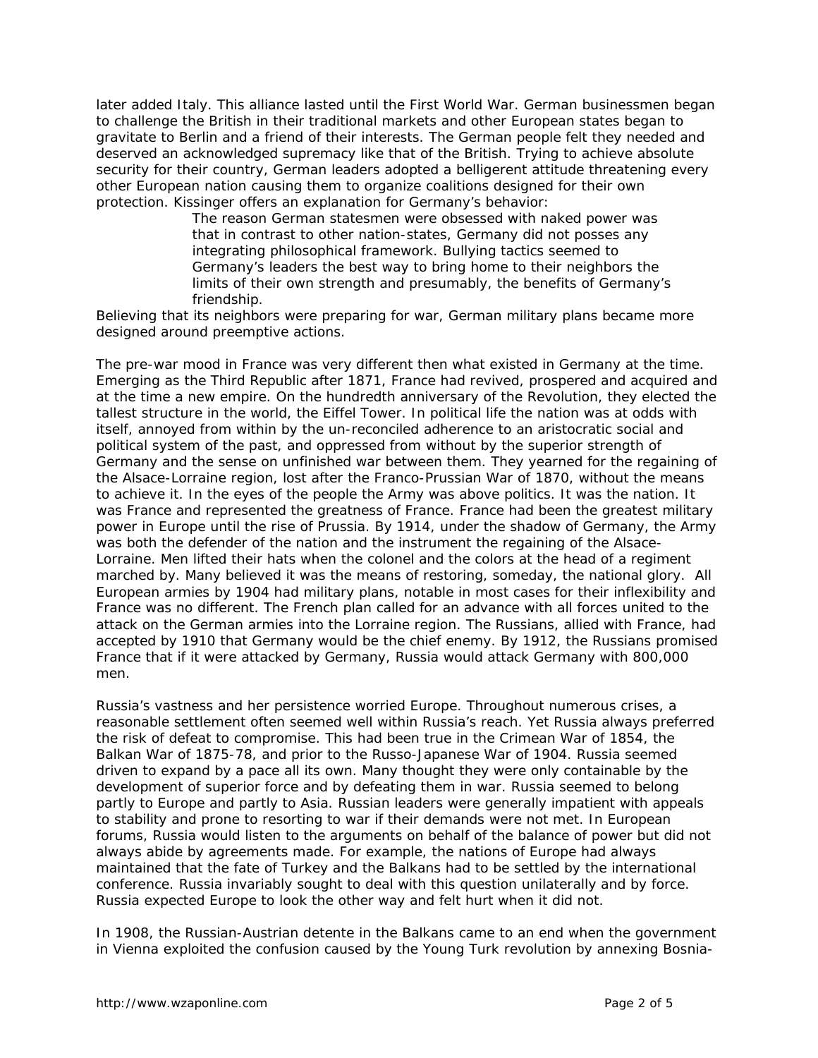later added Italy. This alliance lasted until the First World War. German businessmen began to challenge the British in their traditional markets and other European states began to gravitate to Berlin and a friend of their interests. The German people felt they needed and deserved an acknowledged supremacy like that of the British. Trying to achieve absolute security for their country, German leaders adopted a belligerent attitude threatening every other European nation causing them to organize coalitions designed for their own protection. Kissinger offers an explanation for Germany's behavior:

> The reason German statesmen were obsessed with naked power was that in contrast to other nation-states, Germany did not posses any integrating philosophical framework. Bullying tactics seemed to Germany's leaders the best way to bring home to their neighbors the limits of their own strength and presumably, the benefits of Germany's friendship.

Believing that its neighbors were preparing for war, German military plans became more designed around preemptive actions.

The pre-war mood in France was very different then what existed in Germany at the time. Emerging as the Third Republic after 1871, France had revived, prospered and acquired and at the time a new empire. On the hundredth anniversary of the Revolution, they elected the tallest structure in the world, the Eiffel Tower. In political life the nation was at odds with itself, annoyed from within by the un-reconciled adherence to an aristocratic social and political system of the past, and oppressed from without by the superior strength of Germany and the sense on unfinished war between them. They yearned for the regaining of the Alsace-Lorraine region, lost after the Franco-Prussian War of 1870, without the means to achieve it. In the eyes of the people the Army was above politics. It was the nation. It was France and represented the greatness of France. France had been the greatest military power in Europe until the rise of Prussia. By 1914, under the shadow of Germany, the Army was both the defender of the nation and the instrument the regaining of the Alsace-Lorraine. Men lifted their hats when the colonel and the colors at the head of a regiment marched by. Many believed it was the means of restoring, someday, the national glory. All European armies by 1904 had military plans, notable in most cases for their inflexibility and France was no different. The French plan called for an advance with all forces united to the attack on the German armies into the Lorraine region. The Russians, allied with France, had accepted by 1910 that Germany would be the chief enemy. By 1912, the Russians promised France that if it were attacked by Germany, Russia would attack Germany with 800,000 men.

Russia's vastness and her persistence worried Europe. Throughout numerous crises, a reasonable settlement often seemed well within Russia's reach. Yet Russia always preferred the risk of defeat to compromise. This had been true in the Crimean War of 1854, the Balkan War of 1875-78, and prior to the Russo-Japanese War of 1904. Russia seemed driven to expand by a pace all its own. Many thought they were only containable by the development of superior force and by defeating them in war. Russia seemed to belong partly to Europe and partly to Asia. Russian leaders were generally impatient with appeals to stability and prone to resorting to war if their demands were not met. In European forums, Russia would listen to the arguments on behalf of the balance of power but did not always abide by agreements made. For example, the nations of Europe had always maintained that the fate of Turkey and the Balkans had to be settled by the international conference. Russia invariably sought to deal with this question unilaterally and by force. Russia expected Europe to look the other way and felt hurt when it did not.

In 1908, the Russian-Austrian detente in the Balkans came to an end when the government in Vienna exploited the confusion caused by the Young Turk revolution by annexing Bosnia-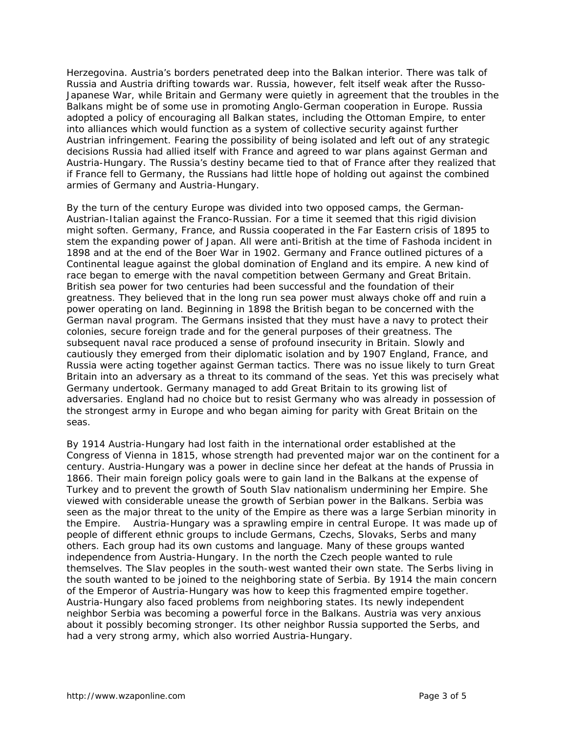Herzegovina. Austria's borders penetrated deep into the Balkan interior. There was talk of Russia and Austria drifting towards war. Russia, however, felt itself weak after the Russo-Japanese War, while Britain and Germany were quietly in agreement that the troubles in the Balkans might be of some use in promoting Anglo-German cooperation in Europe. Russia adopted a policy of encouraging all Balkan states, including the Ottoman Empire, to enter into alliances which would function as a system of collective security against further Austrian infringement. Fearing the possibility of being isolated and left out of any strategic decisions Russia had allied itself with France and agreed to war plans against German and Austria-Hungary. The Russia's destiny became tied to that of France after they realized that if France fell to Germany, the Russians had little hope of holding out against the combined armies of Germany and Austria-Hungary.

By the turn of the century Europe was divided into two opposed camps, the German-Austrian-Italian against the Franco-Russian. For a time it seemed that this rigid division might soften. Germany, France, and Russia cooperated in the Far Eastern crisis of 1895 to stem the expanding power of Japan. All were anti-British at the time of Fashoda incident in 1898 and at the end of the Boer War in 1902. Germany and France outlined pictures of a Continental league against the global domination of England and its empire. A new kind of race began to emerge with the naval competition between Germany and Great Britain. British sea power for two centuries had been successful and the foundation of their greatness. They believed that in the long run sea power must always choke off and ruin a power operating on land. Beginning in 1898 the British began to be concerned with the German naval program. The Germans insisted that they must have a navy to protect their colonies, secure foreign trade and for the general purposes of their greatness. The subsequent naval race produced a sense of profound insecurity in Britain. Slowly and cautiously they emerged from their diplomatic isolation and by 1907 England, France, and Russia were acting together against German tactics. There was no issue likely to turn Great Britain into an adversary as a threat to its command of the seas. Yet this was precisely what Germany undertook. Germany managed to add Great Britain to its growing list of adversaries. England had no choice but to resist Germany who was already in possession of the strongest army in Europe and who began aiming for parity with Great Britain on the seas.

By 1914 Austria-Hungary had lost faith in the international order established at the Congress of Vienna in 1815, whose strength had prevented major war on the continent for a century. Austria-Hungary was a power in decline since her defeat at the hands of Prussia in 1866. Their main foreign policy goals were to gain land in the Balkans at the expense of Turkey and to prevent the growth of South Slav nationalism undermining her Empire. She viewed with considerable unease the growth of Serbian power in the Balkans. Serbia was seen as the major threat to the unity of the Empire as there was a large Serbian minority in the Empire. Austria-Hungary was a sprawling empire in central Europe. It was made up of people of different ethnic groups to include Germans, Czechs, Slovaks, Serbs and many others. Each group had its own customs and language. Many of these groups wanted independence from Austria-Hungary. In the north the Czech people wanted to rule themselves. The Slav peoples in the south-west wanted their own state. The Serbs living in the south wanted to be joined to the neighboring state of Serbia. By 1914 the main concern of the Emperor of Austria-Hungary was how to keep this fragmented empire together. Austria-Hungary also faced problems from neighboring states. Its newly independent neighbor Serbia was becoming a powerful force in the Balkans. Austria was very anxious about it possibly becoming stronger. Its other neighbor Russia supported the Serbs, and had a very strong army, which also worried Austria-Hungary.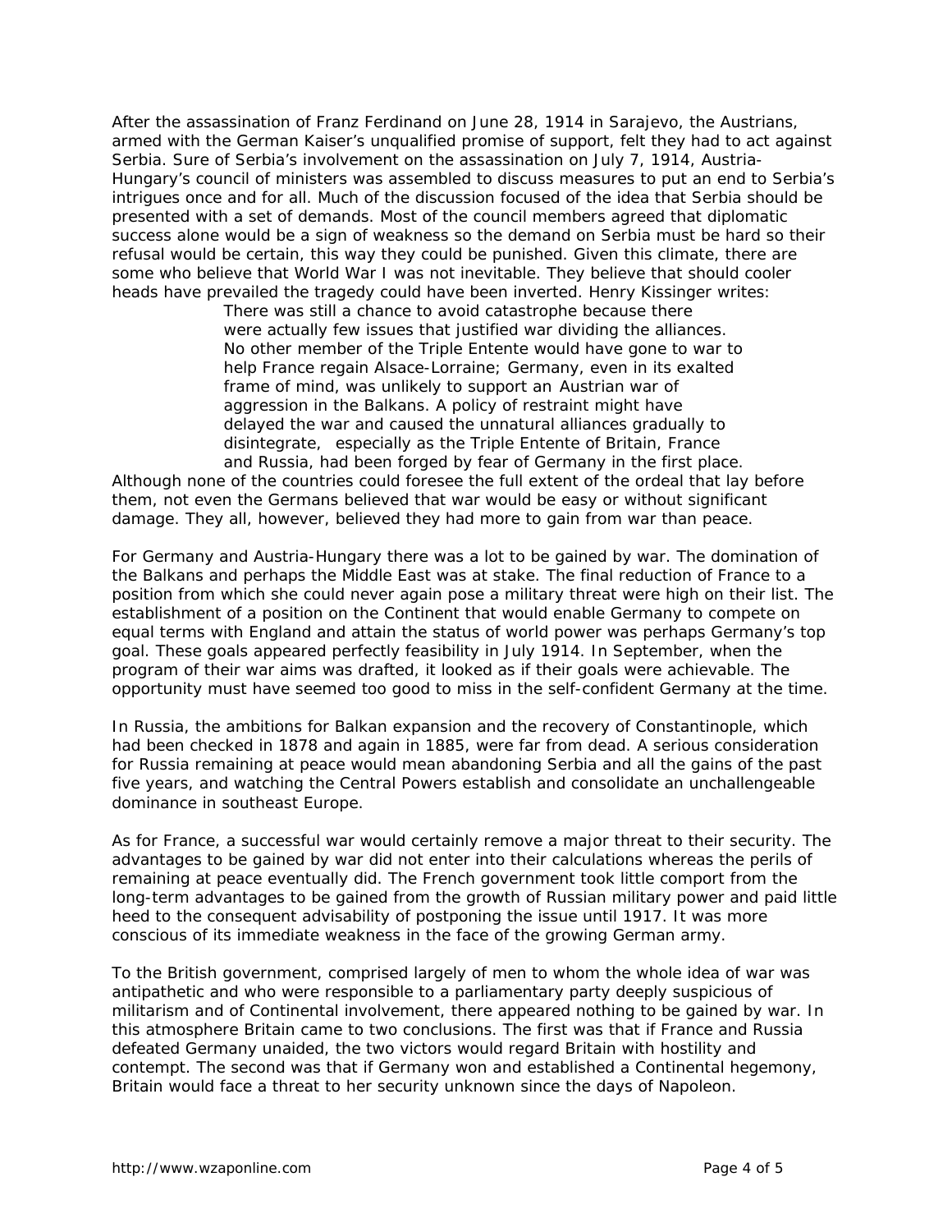After the assassination of Franz Ferdinand on June 28, 1914 in Sarajevo, the Austrians, armed with the German Kaiser's unqualified promise of support, felt they had to act against Serbia. Sure of Serbia's involvement on the assassination on July 7, 1914, Austria-Hungary's council of ministers was assembled to discuss measures to put an end to Serbia's intrigues once and for all. Much of the discussion focused of the idea that Serbia should be presented with a set of demands. Most of the council members agreed that diplomatic success alone would be a sign of weakness so the demand on Serbia must be hard so their refusal would be certain, this way they could be punished. Given this climate, there are some who believe that World War I was not inevitable. They believe that should cooler heads have prevailed the tragedy could have been inverted. Henry Kissinger writes:

> There was still a chance to avoid catastrophe because there were actually few issues that justified war dividing the alliances. No other member of the Triple Entente would have gone to war to help France regain Alsace-Lorraine; Germany, even in its exalted frame of mind, was unlikely to support an Austrian war of aggression in the Balkans. A policy of restraint might have delayed the war and caused the unnatural alliances gradually to disintegrate, especially as the Triple Entente of Britain, France and Russia, had been forged by fear of Germany in the first place.

Although none of the countries could foresee the full extent of the ordeal that lay before them, not even the Germans believed that war would be easy or without significant damage. They all, however, believed they had more to gain from war than peace.

For Germany and Austria-Hungary there was a lot to be gained by war. The domination of the Balkans and perhaps the Middle East was at stake. The final reduction of France to a position from which she could never again pose a military threat were high on their list. The establishment of a position on the Continent that would enable Germany to compete on equal terms with England and attain the status of world power was perhaps Germany's top goal. These goals appeared perfectly feasibility in July 1914. In September, when the program of their war aims was drafted, it looked as if their goals were achievable. The opportunity must have seemed too good to miss in the self-confident Germany at the time.

In Russia, the ambitions for Balkan expansion and the recovery of Constantinople, which had been checked in 1878 and again in 1885, were far from dead. A serious consideration for Russia remaining at peace would mean abandoning Serbia and all the gains of the past five years, and watching the Central Powers establish and consolidate an unchallengeable dominance in southeast Europe.

As for France, a successful war would certainly remove a major threat to their security. The advantages to be gained by war did not enter into their calculations whereas the perils of remaining at peace eventually did. The French government took little comport from the long-term advantages to be gained from the growth of Russian military power and paid little heed to the consequent advisability of postponing the issue until 1917. It was more conscious of its immediate weakness in the face of the growing German army.

To the British government, comprised largely of men to whom the whole idea of war was antipathetic and who were responsible to a parliamentary party deeply suspicious of militarism and of Continental involvement, there appeared nothing to be gained by war. In this atmosphere Britain came to two conclusions. The first was that if France and Russia defeated Germany unaided, the two victors would regard Britain with hostility and contempt. The second was that if Germany won and established a Continental hegemony, Britain would face a threat to her security unknown since the days of Napoleon.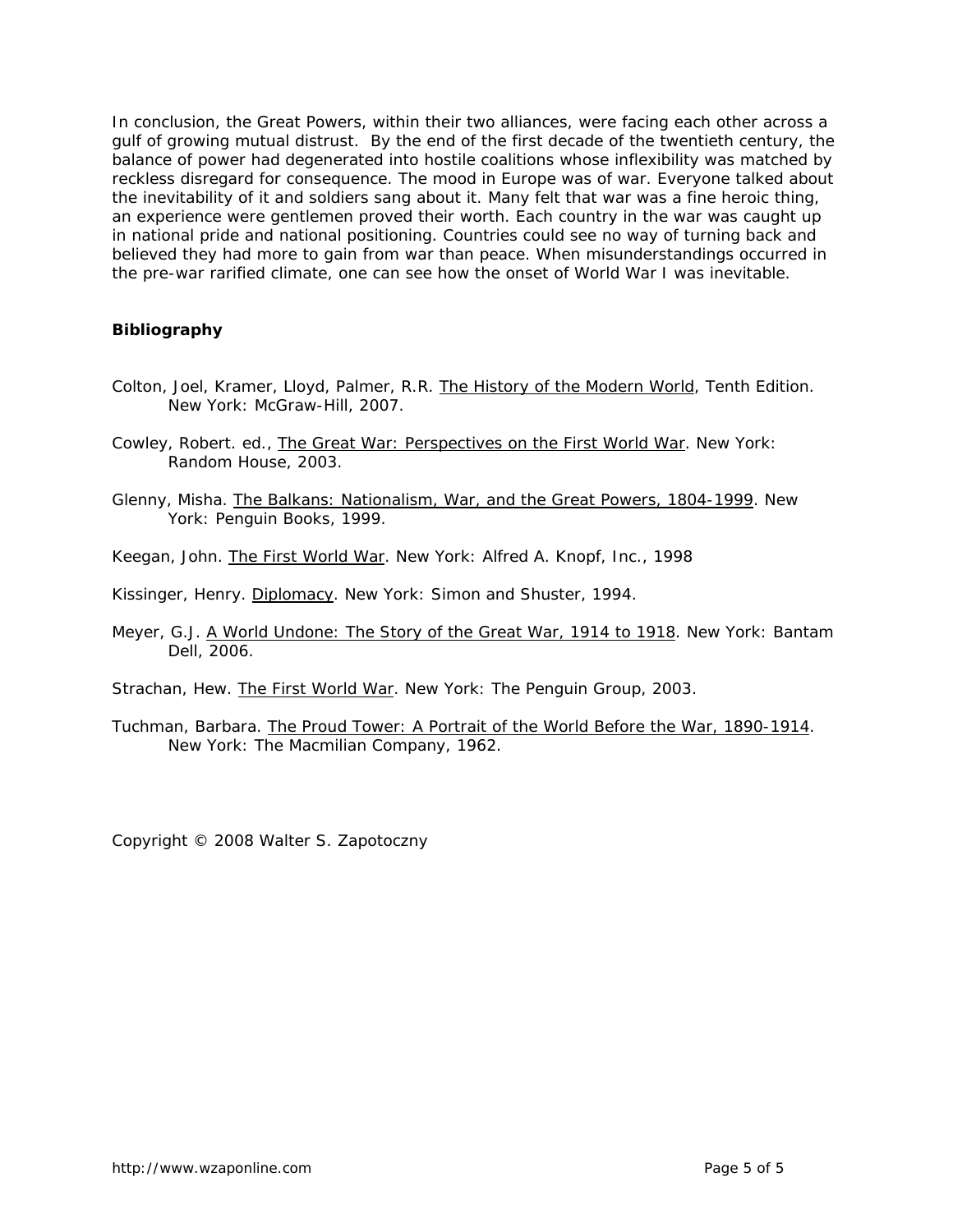In conclusion, the Great Powers, within their two alliances, were facing each other across a gulf of growing mutual distrust. By the end of the first decade of the twentieth century, the balance of power had degenerated into hostile coalitions whose inflexibility was matched by reckless disregard for consequence. The mood in Europe was of war. Everyone talked about the inevitability of it and soldiers sang about it. Many felt that war was a fine heroic thing, an experience were gentlemen proved their worth. Each country in the war was caught up in national pride and national positioning. Countries could see no way of turning back and believed they had more to gain from war than peace. When misunderstandings occurred in the pre-war rarified climate, one can see how the onset of World War I was inevitable.

**Bibliography**

Colton, Joel, Kramer, Lloyd, Palmer, R.R. The History of the Modern World, Tenth Edition. New York: McGraw-Hill, 2007.

Cowley, Robert. ed., The Great War: Perspectives on the First World War. New York: Random House, 2003.

Glenny, Misha. The Balkans: Nationalism, War, and the Great Powers, 1804-1999. New York: Penguin Books, 1999.

Keegan, John. The First World War. New York: Alfred A. Knopf, Inc., 1998

Kissinger, Henry. Diplomacy. New York: Simon and Shuster, 1994.

Meyer, G.J. A World Undone: The Story of the Great War, 1914 to 1918. New York: Bantam Dell, 2006.

Strachan, Hew. The First World War. New York: The Penguin Group, 2003.

Tuchman, Barbara. The Proud Tower: A Portrait of the World Before the War, 1890-1914. New York: The Macmilian Company, 1962.

Copyright © 2008 Walter S. Zapotoczny